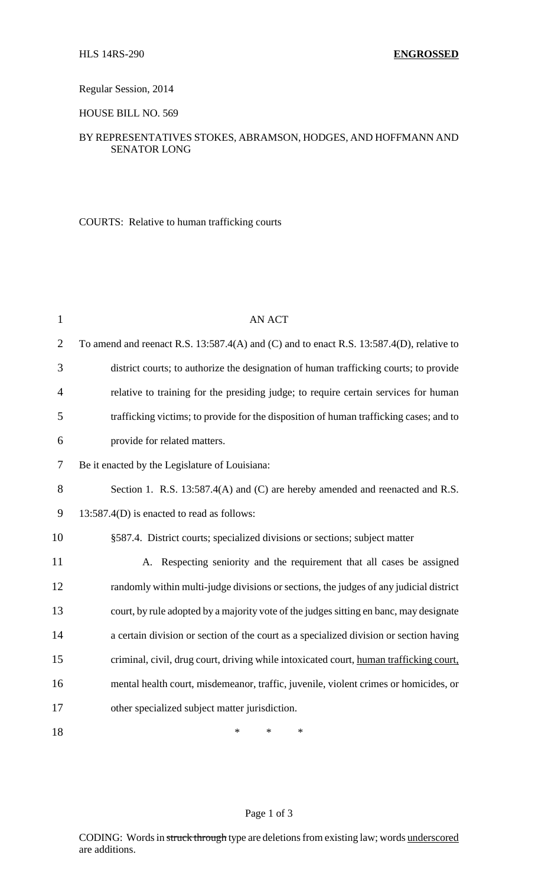HLS 14RS-290 **ENGROSSED**

Regular Session, 2014

HOUSE BILL NO. 569

BY REPRESENTATIVES STOKES, ABRAMSON, HODGES, AND HOFFMANN AND SENATOR LONG

COURTS: Relative to human trafficking courts

AN ACT

To amend and reenact R.S. 13:587.4(A) and (C) and to enact R.S. 13:587.4(D), relative to district courts; to authorize the designation of human trafficking courts; to provide relative to training for the presiding judge; to require certain services for human trafficking victims; to provide for the disposition of human trafficking cases; and to provide for related matters.

Be it enacted by the Legislature of Louisiana:

Section 1. R.S. 13:587.4(A) and (C) are hereby amended and reenacted and R.S. 13:587.4(D) is enacted to read as follows:

§587.4. District courts; specialized divisions or sections; subject matter

A. Respecting seniority and the requirement that all cases be assigned randomly within multi-judge divisions or sections, the judges of any judicial district court, by rule adopted by a majority vote of the judges sitting en banc, may designate a certain division or section of the court as a specialized division or section having criminal, civil, drug court, driving while intoxicated court, <u>human trafficking court,</u> mental health court, misdemeanor, traffic, juvenile, violent crimes or homicides, or other specialized subject matter jurisdiction.

\* \* \*

CODING: Words in ~~struck through~~ type are deletions from existing law; words <u>underscored</u> are additions.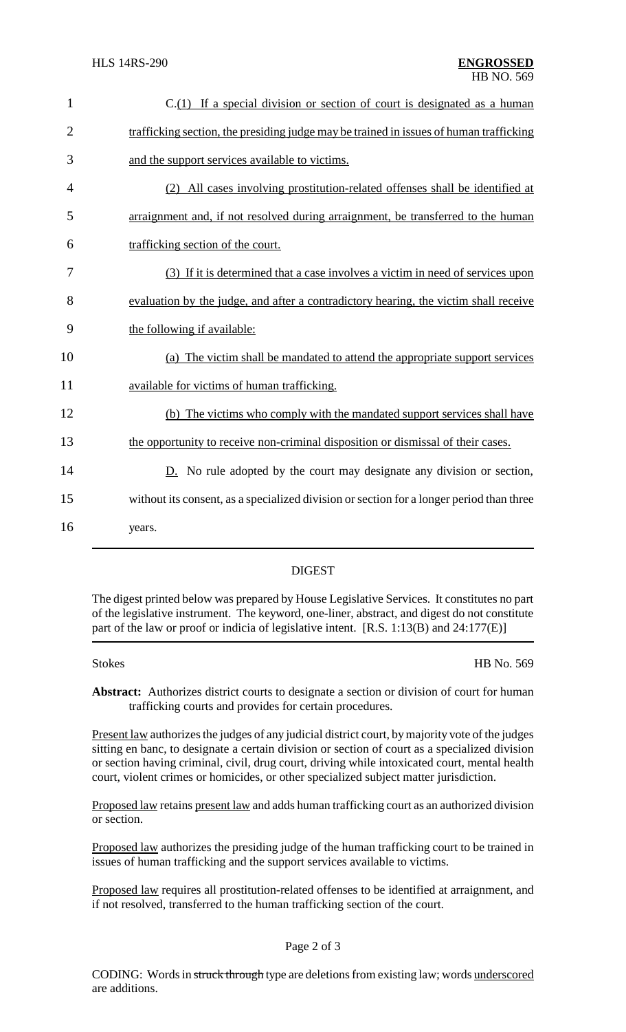C.(1) If a special division or section of court is designated as a human trafficking section, the presiding judge may be trained in issues of human trafficking and the support services available to victims.

(2) All cases involving prostitution-related offenses shall be identified at arraignment and, if not resolved during arraignment, be transferred to the human trafficking section of the court.

(3) If it is determined that a case involves a victim in need of services upon evaluation by the judge, and after a contradictory hearing, the victim shall receive the following if available:

(a) The victim shall be mandated to attend the appropriate support services available for victims of human trafficking.

(b) The victims who comply with the mandated support services shall have the opportunity to receive non-criminal disposition or dismissal of their cases.

D. No rule adopted by the court may designate any division or section, without its consent, as a specialized division or section for a longer period than three years.

## DIGEST

The digest printed below was prepared by House Legislative Services. It constitutes no part of the legislative instrument. The keyword, one-liner, abstract, and digest do not constitute part of the law or proof or indicia of legislative intent. [R.S. 1:13(B) and 24:177(E)]

Stokes HB No. 569

**Abstract:** Authorizes district courts to designate a section or division of court for human trafficking courts and provides for certain procedures.

Present law authorizes the judges of any judicial district court, by majority vote of the judges sitting en banc, to designate a certain division or section of court as a specialized division or section having criminal, civil, drug court, driving while intoxicated court, mental health court, violent crimes or homicides, or other specialized subject matter jurisdiction.

Proposed law retains present law and adds human trafficking court as an authorized division or section.

Proposed law authorizes the presiding judge of the human trafficking court to be trained in issues of human trafficking and the support services available to victims.

Proposed law requires all prostitution-related offenses to be identified at arraignment, and if not resolved, transferred to the human trafficking section of the court.

CODING: Words in ~~struck through~~ type are deletions from existing law; words underscored are additions.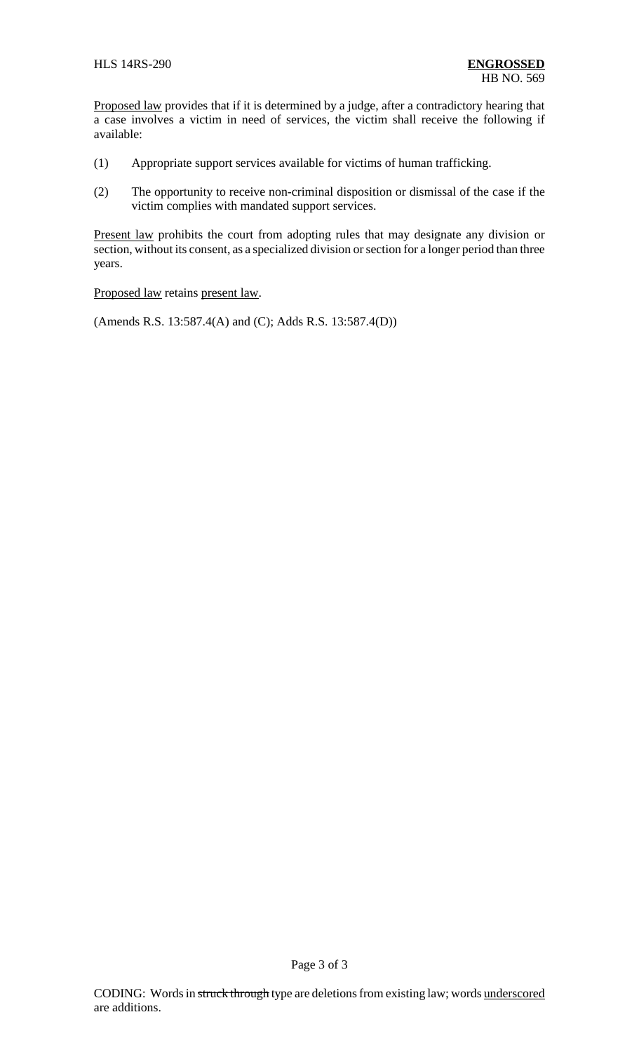Proposed law provides that if it is determined by a judge, after a contradictory hearing that a case involves a victim in need of services, the victim shall receive the following if available:

(1) Appropriate support services available for victims of human trafficking.

(2) The opportunity to receive non-criminal disposition or dismissal of the case if the victim complies with mandated support services.

Present law prohibits the court from adopting rules that may designate any division or section, without its consent, as a specialized division or section for a longer period than three years.

Proposed law retains present law.

(Amends R.S. 13:587.4(A) and (C); Adds R.S. 13:587.4(D))

CODING: Words in ~~struck through~~ type are deletions from existing law; words underscored are additions.